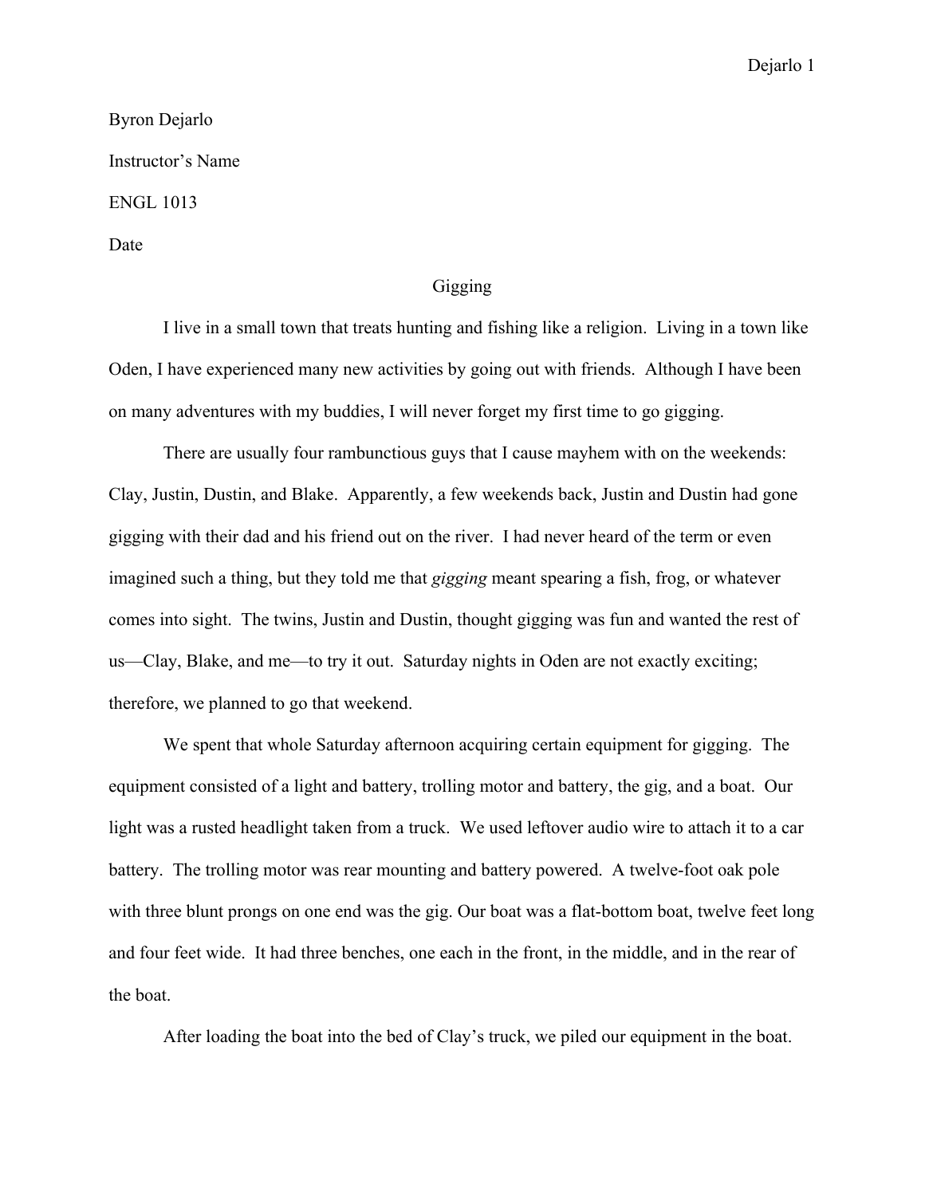Byron Dejarlo

Instructor's Name

ENGL 1013

Date

# Gigging

I live in a small town that treats hunting and fishing like a religion. Living in a town like Oden, I have experienced many new activities by going out with friends. Although I have been on many adventures with my buddies, I will never forget my first time to go gigging.

There are usually four rambunctious guys that I cause mayhem with on the weekends: Clay, Justin, Dustin, and Blake. Apparently, a few weekends back, Justin and Dustin had gone gigging with their dad and his friend out on the river. I had never heard of the term or even imagined such a thing, but they told me that *gigging* meant spearing a fish, frog, or whatever comes into sight. The twins, Justin and Dustin, thought gigging was fun and wanted the rest of us—Clay, Blake, and me—to try it out. Saturday nights in Oden are not exactly exciting; therefore, we planned to go that weekend.

We spent that whole Saturday afternoon acquiring certain equipment for gigging. The equipment consisted of a light and battery, trolling motor and battery, the gig, and a boat. Our light was a rusted headlight taken from a truck. We used leftover audio wire to attach it to a car battery. The trolling motor was rear mounting and battery powered. A twelve-foot oak pole with three blunt prongs on one end was the gig. Our boat was a flat-bottom boat, twelve feet long and four feet wide. It had three benches, one each in the front, in the middle, and in the rear of the boat.

After loading the boat into the bed of Clay's truck, we piled our equipment in the boat.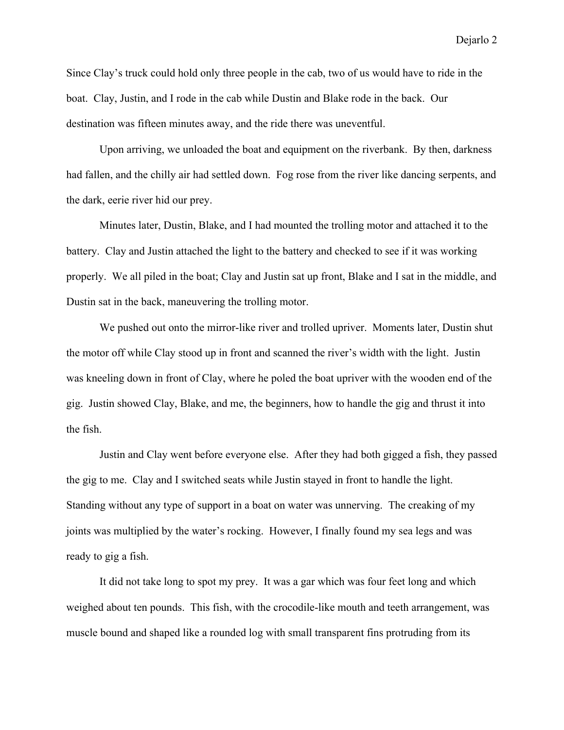Since Clay's truck could hold only three people in the cab, two of us would have to ride in the boat. Clay, Justin, and I rode in the cab while Dustin and Blake rode in the back. Our destination was fifteen minutes away, and the ride there was uneventful.

Upon arriving, we unloaded the boat and equipment on the riverbank. By then, darkness had fallen, and the chilly air had settled down. Fog rose from the river like dancing serpents, and the dark, eerie river hid our prey.

Minutes later, Dustin, Blake, and I had mounted the trolling motor and attached it to the battery. Clay and Justin attached the light to the battery and checked to see if it was working properly. We all piled in the boat; Clay and Justin sat up front, Blake and I sat in the middle, and Dustin sat in the back, maneuvering the trolling motor.

We pushed out onto the mirror-like river and trolled upriver. Moments later, Dustin shut the motor off while Clay stood up in front and scanned the river's width with the light. Justin was kneeling down in front of Clay, where he poled the boat upriver with the wooden end of the gig. Justin showed Clay, Blake, and me, the beginners, how to handle the gig and thrust it into the fish.

Justin and Clay went before everyone else. After they had both gigged a fish, they passed the gig to me. Clay and I switched seats while Justin stayed in front to handle the light. Standing without any type of support in a boat on water was unnerving. The creaking of my joints was multiplied by the water's rocking. However, I finally found my sea legs and was ready to gig a fish.

It did not take long to spot my prey. It was a gar which was four feet long and which weighed about ten pounds. This fish, with the crocodile-like mouth and teeth arrangement, was muscle bound and shaped like a rounded log with small transparent fins protruding from its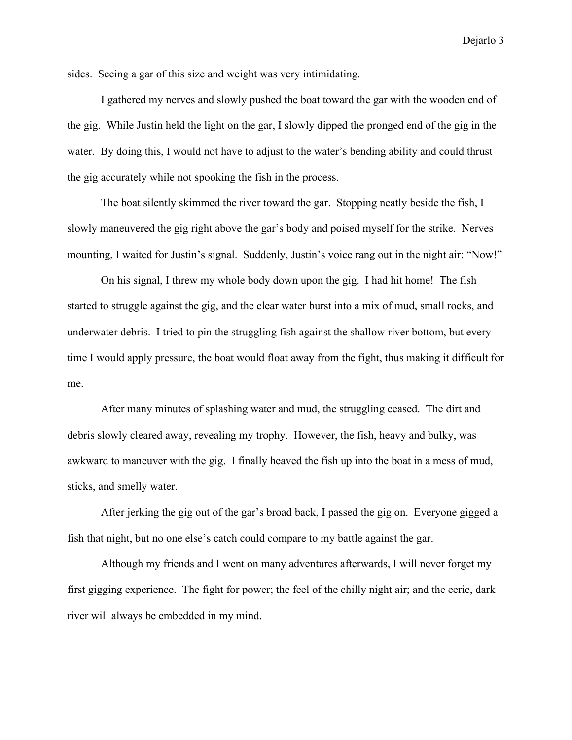sides. Seeing a gar of this size and weight was very intimidating.

I gathered my nerves and slowly pushed the boat toward the gar with the wooden end of the gig. While Justin held the light on the gar, I slowly dipped the pronged end of the gig in the water. By doing this, I would not have to adjust to the water's bending ability and could thrust the gig accurately while not spooking the fish in the process.

The boat silently skimmed the river toward the gar. Stopping neatly beside the fish, I slowly maneuvered the gig right above the gar's body and poised myself for the strike. Nerves mounting, I waited for Justin's signal. Suddenly, Justin's voice rang out in the night air: "Now!"

On his signal, I threw my whole body down upon the gig. I had hit home! The fish started to struggle against the gig, and the clear water burst into a mix of mud, small rocks, and underwater debris. I tried to pin the struggling fish against the shallow river bottom, but every time I would apply pressure, the boat would float away from the fight, thus making it difficult for me.

After many minutes of splashing water and mud, the struggling ceased. The dirt and debris slowly cleared away, revealing my trophy. However, the fish, heavy and bulky, was awkward to maneuver with the gig. I finally heaved the fish up into the boat in a mess of mud, sticks, and smelly water.

After jerking the gig out of the gar's broad back, I passed the gig on. Everyone gigged a fish that night, but no one else's catch could compare to my battle against the gar.

Although my friends and I went on many adventures afterwards, I will never forget my first gigging experience. The fight for power; the feel of the chilly night air; and the eerie, dark river will always be embedded in my mind.